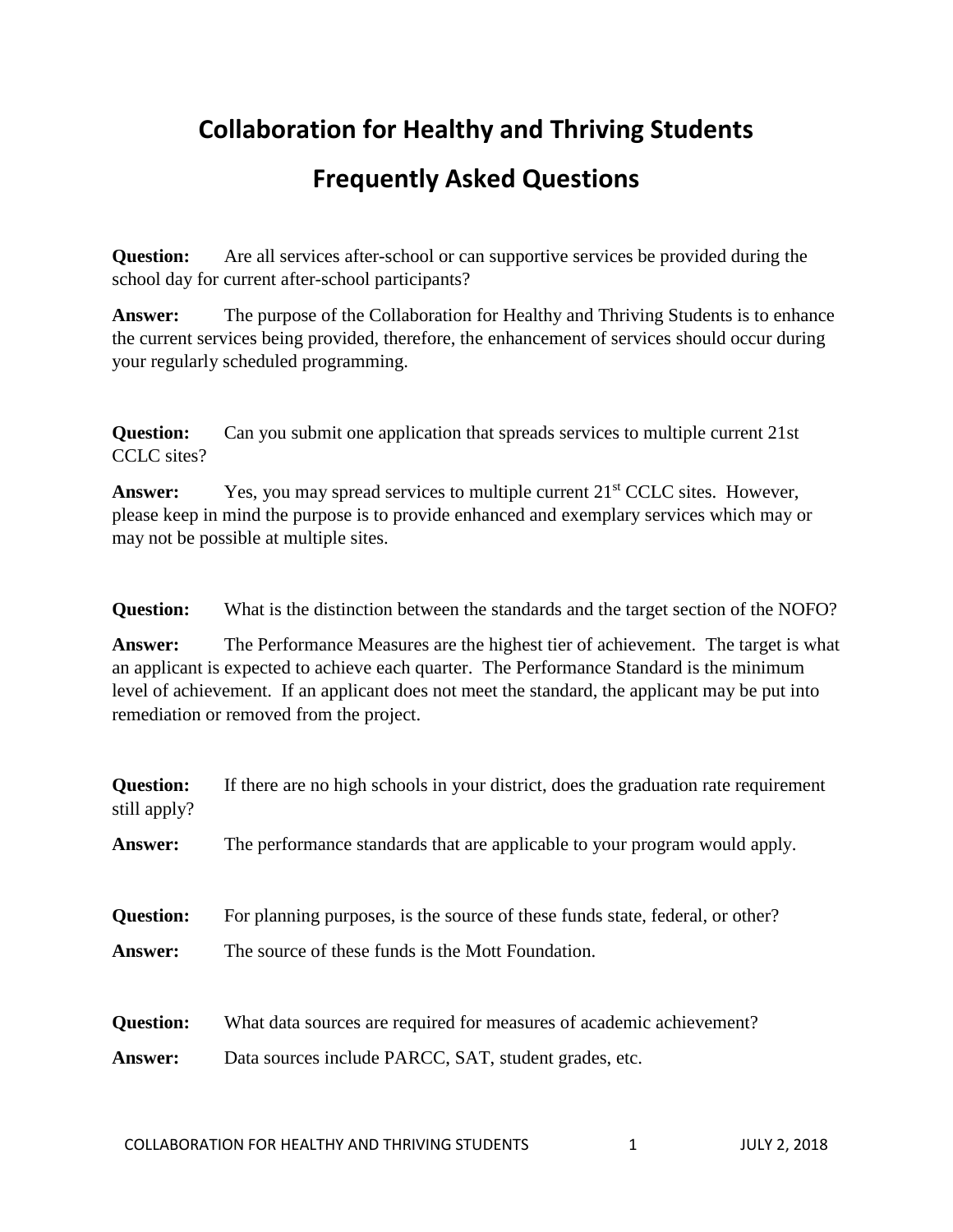# Collaboration for Healthy and Thriving Students

## Frequently Asked Questions

**Question:** Are all services after-school or can supportive services be provided during the school day for current after-school participants?

**Answer:** The purpose of the Collaboration for Healthy and Thriving Students is to enhance the current services being provided, therefore, the enhancement of services should occur during your regularly scheduled programming.

**Question:** Can you submit one application that spreads services to multiple current 21st CCLC sites?

**Answer:** Yes, you may spread services to multiple current 21st CCLC sites. However, please keep in mind the purpose is to provide enhanced and exemplary services which may or may not be possible at multiple sites.

**Question:** What is the distinction between the standards and the target section of the NOFO?

**Answer:** The Performance Measures are the highest tier of achievement. The target is what an applicant is expected to achieve each quarter. The Performance Standard is the minimum level of achievement. If an applicant does not meet the standard, the applicant may be put into remediation or removed from the project.

**Question:** If there are no high schools in your district, does the graduation rate requirement still apply?

**Answer:** The performance standards that are applicable to your program would apply.

**Question:** For planning purposes, is the source of these funds state, federal, or other?

**Answer:** The source of these funds is the Mott Foundation.

**Question:** What data sources are required for measures of academic achievement?

**Answer:** Data sources include PARCC, SAT, student grades, etc.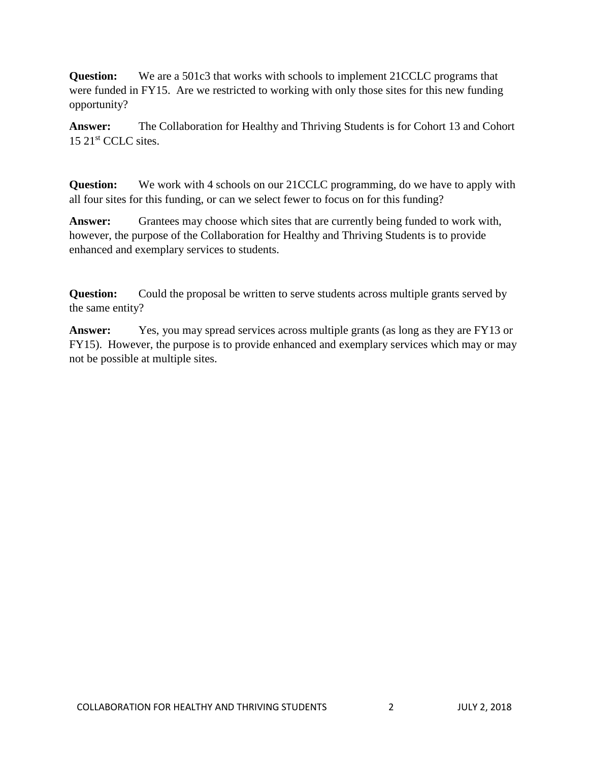**Question:** We are a 501c3 that works with schools to implement 21CCLC programs that were funded in FY15. Are we restricted to working with only those sites for this new funding opportunity?

**Answer:** The Collaboration for Healthy and Thriving Students is for Cohort 13 and Cohort 15 21st CCLC sites.

**Question:** We work with 4 schools on our 21CCLC programming, do we have to apply with all four sites for this funding, or can we select fewer to focus on for this funding?

**Answer:** Grantees may choose which sites that are currently being funded to work with, however, the purpose of the Collaboration for Healthy and Thriving Students is to provide enhanced and exemplary services to students.

**Question:** Could the proposal be written to serve students across multiple grants served by the same entity?

**Answer:** Yes, you may spread services across multiple grants (as long as they are FY13 or FY15). However, the purpose is to provide enhanced and exemplary services which may or may not be possible at multiple sites.